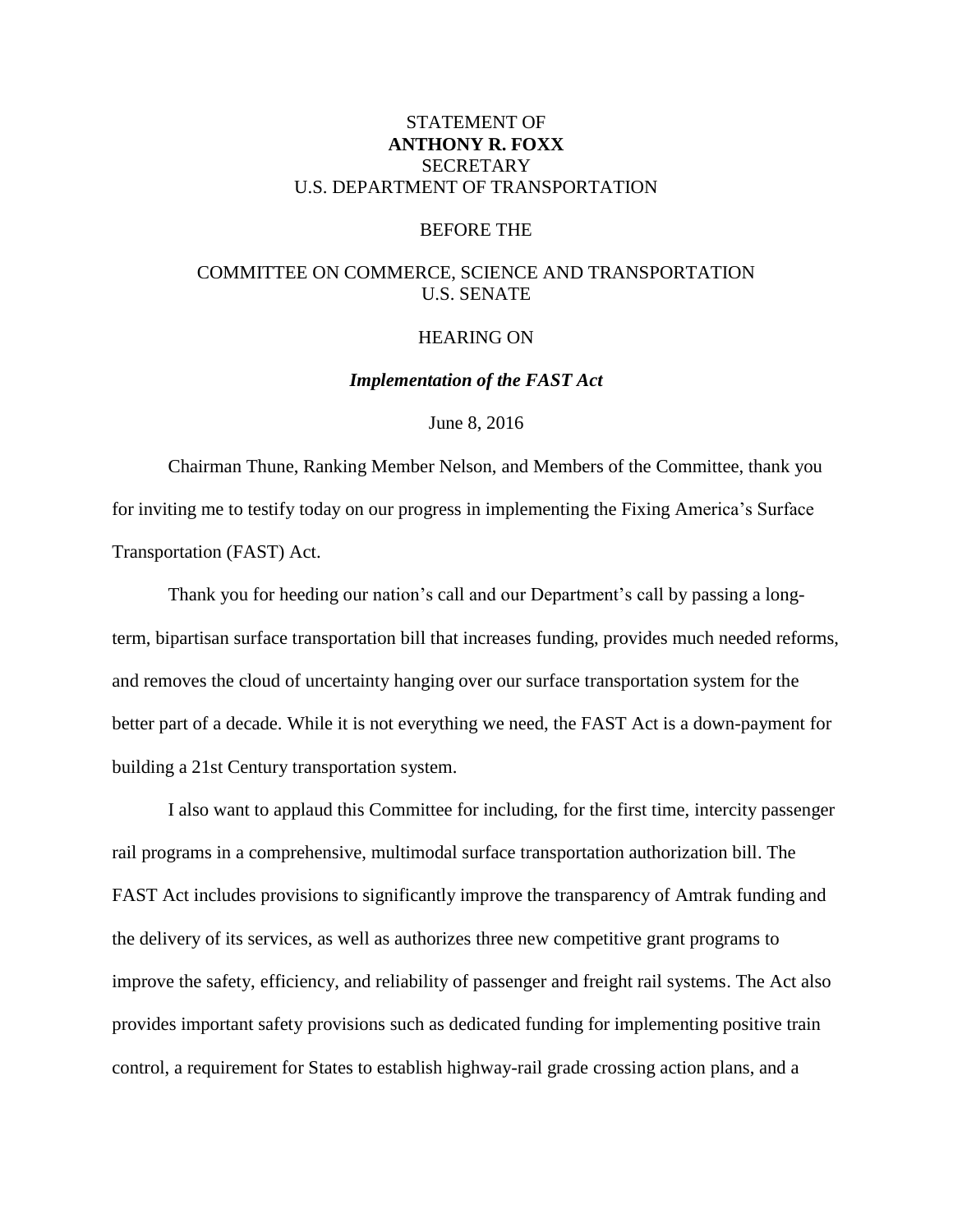STATEMENT OF
**ANTHONY R. FOXX**
SECRETARY
U.S. DEPARTMENT OF TRANSPORTATION

BEFORE THE

COMMITTEE ON COMMERCE, SCIENCE AND TRANSPORTATION
U.S. SENATE

HEARING ON

***Implementation of the FAST Act***

June 8, 2016

Chairman Thune, Ranking Member Nelson, and Members of the Committee, thank you for inviting me to testify today on our progress in implementing the Fixing America's Surface Transportation (FAST) Act.

Thank you for heeding our nation's call and our Department's call by passing a long-term, bipartisan surface transportation bill that increases funding, provides much needed reforms, and removes the cloud of uncertainty hanging over our surface transportation system for the better part of a decade. While it is not everything we need, the FAST Act is a down-payment for building a 21st Century transportation system.

I also want to applaud this Committee for including, for the first time, intercity passenger rail programs in a comprehensive, multimodal surface transportation authorization bill. The FAST Act includes provisions to significantly improve the transparency of Amtrak funding and the delivery of its services, as well as authorizes three new competitive grant programs to improve the safety, efficiency, and reliability of passenger and freight rail systems. The Act also provides important safety provisions such as dedicated funding for implementing positive train control, a requirement for States to establish highway-rail grade crossing action plans, and a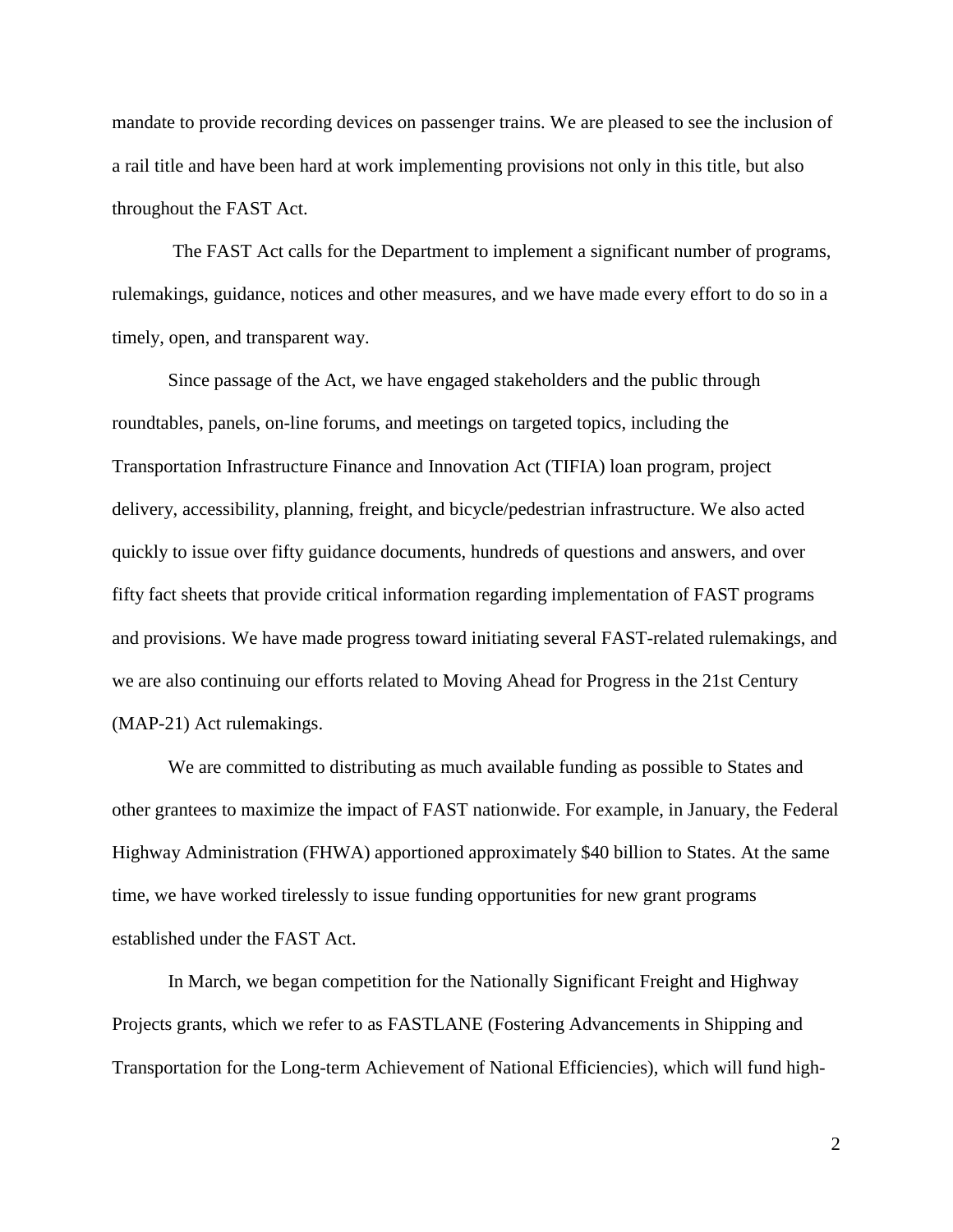mandate to provide recording devices on passenger trains. We are pleased to see the inclusion of a rail title and have been hard at work implementing provisions not only in this title, but also throughout the FAST Act.

The FAST Act calls for the Department to implement a significant number of programs, rulemakings, guidance, notices and other measures, and we have made every effort to do so in a timely, open, and transparent way.

Since passage of the Act, we have engaged stakeholders and the public through roundtables, panels, on-line forums, and meetings on targeted topics, including the Transportation Infrastructure Finance and Innovation Act (TIFIA) loan program, project delivery, accessibility, planning, freight, and bicycle/pedestrian infrastructure. We also acted quickly to issue over fifty guidance documents, hundreds of questions and answers, and over fifty fact sheets that provide critical information regarding implementation of FAST programs and provisions. We have made progress toward initiating several FAST-related rulemakings, and we are also continuing our efforts related to Moving Ahead for Progress in the 21st Century (MAP-21) Act rulemakings.

We are committed to distributing as much available funding as possible to States and other grantees to maximize the impact of FAST nationwide. For example, in January, the Federal Highway Administration (FHWA) apportioned approximately $40 billion to States. At the same time, we have worked tirelessly to issue funding opportunities for new grant programs established under the FAST Act.

In March, we began competition for the Nationally Significant Freight and Highway Projects grants, which we refer to as FASTLANE (Fostering Advancements in Shipping and Transportation for the Long-term Achievement of National Efficiencies), which will fund high-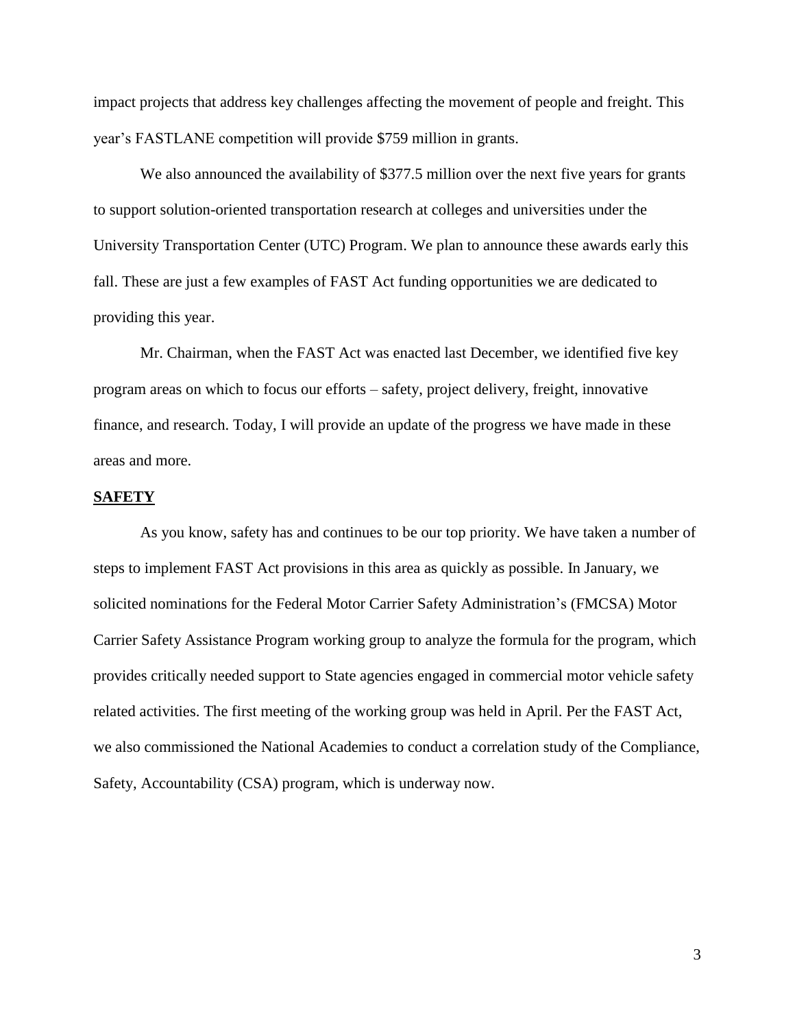impact projects that address key challenges affecting the movement of people and freight. This year's FASTLANE competition will provide $759 million in grants.

We also announced the availability of $377.5 million over the next five years for grants to support solution-oriented transportation research at colleges and universities under the University Transportation Center (UTC) Program. We plan to announce these awards early this fall. These are just a few examples of FAST Act funding opportunities we are dedicated to providing this year.

Mr. Chairman, when the FAST Act was enacted last December, we identified five key program areas on which to focus our efforts – safety, project delivery, freight, innovative finance, and research. Today, I will provide an update of the progress we have made in these areas and more.

## SAFETY

As you know, safety has and continues to be our top priority. We have taken a number of steps to implement FAST Act provisions in this area as quickly as possible. In January, we solicited nominations for the Federal Motor Carrier Safety Administration's (FMCSA) Motor Carrier Safety Assistance Program working group to analyze the formula for the program, which provides critically needed support to State agencies engaged in commercial motor vehicle safety related activities. The first meeting of the working group was held in April. Per the FAST Act, we also commissioned the National Academies to conduct a correlation study of the Compliance, Safety, Accountability (CSA) program, which is underway now.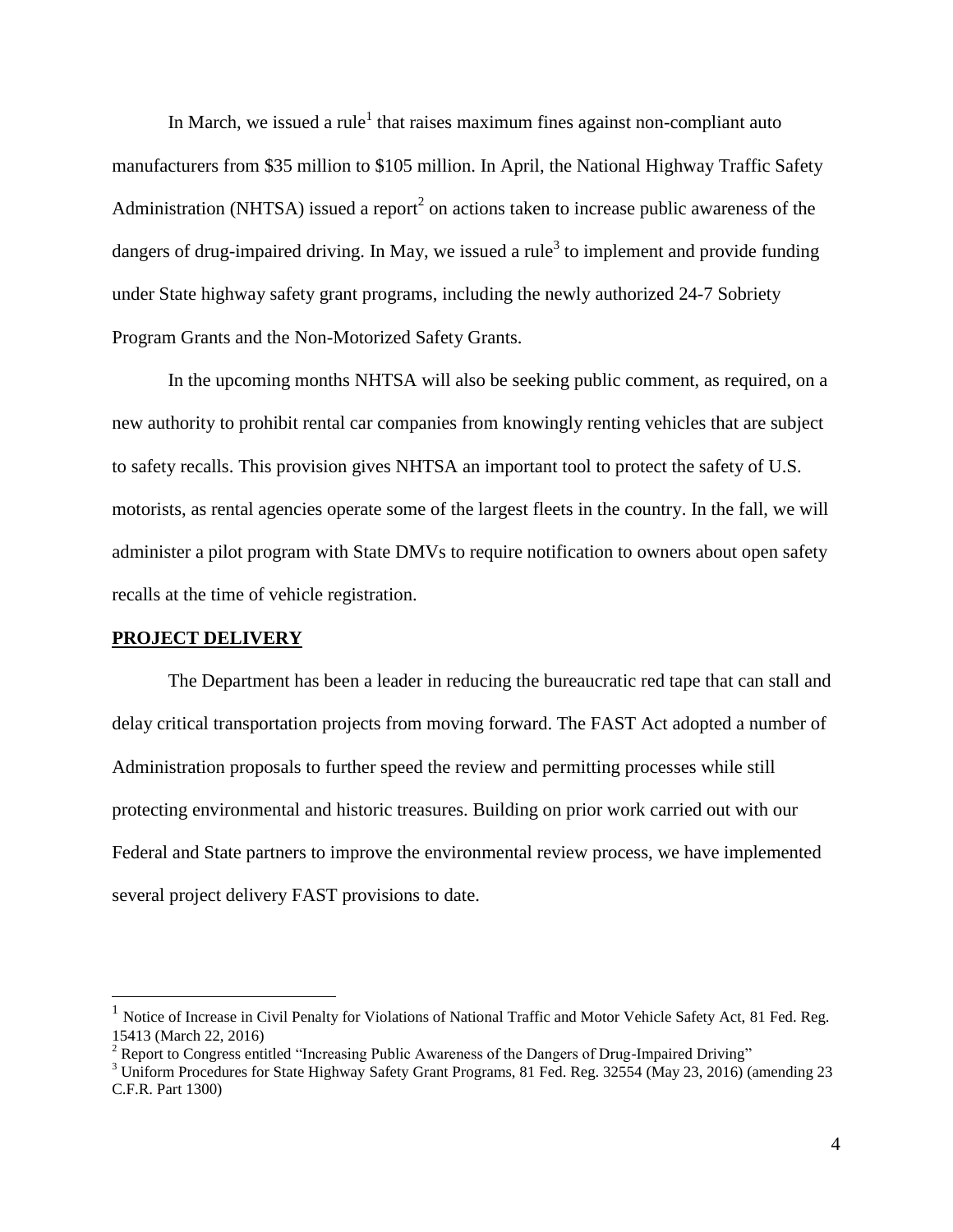In March, we issued a rule[1] that raises maximum fines against non-compliant auto manufacturers from $35 million to $105 million. In April, the National Highway Traffic Safety Administration (NHTSA) issued a report[2] on actions taken to increase public awareness of the dangers of drug-impaired driving. In May, we issued a rule[3] to implement and provide funding under State highway safety grant programs, including the newly authorized 24-7 Sobriety Program Grants and the Non-Motorized Safety Grants.

In the upcoming months NHTSA will also be seeking public comment, as required, on a new authority to prohibit rental car companies from knowingly renting vehicles that are subject to safety recalls. This provision gives NHTSA an important tool to protect the safety of U.S. motorists, as rental agencies operate some of the largest fleets in the country. In the fall, we will administer a pilot program with State DMVs to require notification to owners about open safety recalls at the time of vehicle registration.

## PROJECT DELIVERY

The Department has been a leader in reducing the bureaucratic red tape that can stall and delay critical transportation projects from moving forward. The FAST Act adopted a number of Administration proposals to further speed the review and permitting processes while still protecting environmental and historic treasures. Building on prior work carried out with our Federal and State partners to improve the environmental review process, we have implemented several project delivery FAST provisions to date.

---

[1] Notice of Increase in Civil Penalty for Violations of National Traffic and Motor Vehicle Safety Act, 81 Fed. Reg. 15413 (March 22, 2016)

[2] Report to Congress entitled "Increasing Public Awareness of the Dangers of Drug-Impaired Driving"

[3] Uniform Procedures for State Highway Safety Grant Programs, 81 Fed. Reg. 32554 (May 23, 2016) (amending 23 C.F.R. Part 1300)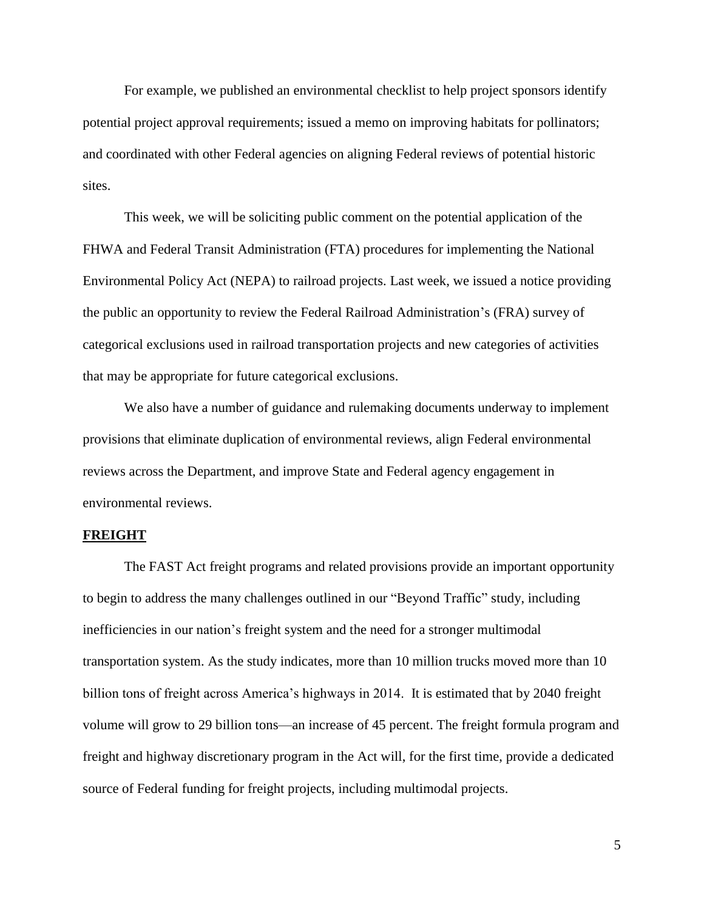For example, we published an environmental checklist to help project sponsors identify potential project approval requirements; issued a memo on improving habitats for pollinators; and coordinated with other Federal agencies on aligning Federal reviews of potential historic sites.

This week, we will be soliciting public comment on the potential application of the FHWA and Federal Transit Administration (FTA) procedures for implementing the National Environmental Policy Act (NEPA) to railroad projects. Last week, we issued a notice providing the public an opportunity to review the Federal Railroad Administration's (FRA) survey of categorical exclusions used in railroad transportation projects and new categories of activities that may be appropriate for future categorical exclusions.

We also have a number of guidance and rulemaking documents underway to implement provisions that eliminate duplication of environmental reviews, align Federal environmental reviews across the Department, and improve State and Federal agency engagement in environmental reviews.

## FREIGHT

The FAST Act freight programs and related provisions provide an important opportunity to begin to address the many challenges outlined in our "Beyond Traffic" study, including inefficiencies in our nation's freight system and the need for a stronger multimodal transportation system. As the study indicates, more than 10 million trucks moved more than 10 billion tons of freight across America's highways in 2014. It is estimated that by 2040 freight volume will grow to 29 billion tons—an increase of 45 percent. The freight formula program and freight and highway discretionary program in the Act will, for the first time, provide a dedicated source of Federal funding for freight projects, including multimodal projects.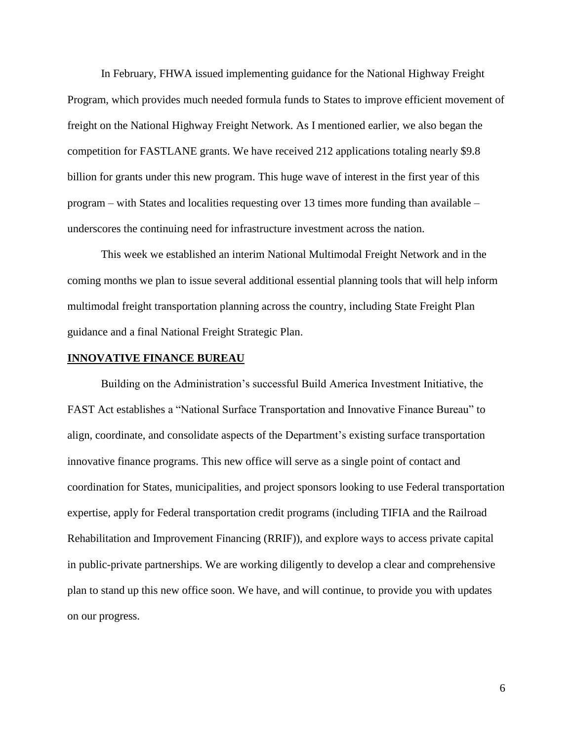In February, FHWA issued implementing guidance for the National Highway Freight Program, which provides much needed formula funds to States to improve efficient movement of freight on the National Highway Freight Network. As I mentioned earlier, we also began the competition for FASTLANE grants. We have received 212 applications totaling nearly $9.8 billion for grants under this new program. This huge wave of interest in the first year of this program – with States and localities requesting over 13 times more funding than available – underscores the continuing need for infrastructure investment across the nation.

This week we established an interim National Multimodal Freight Network and in the coming months we plan to issue several additional essential planning tools that will help inform multimodal freight transportation planning across the country, including State Freight Plan guidance and a final National Freight Strategic Plan.

## INNOVATIVE FINANCE BUREAU

Building on the Administration's successful Build America Investment Initiative, the FAST Act establishes a "National Surface Transportation and Innovative Finance Bureau" to align, coordinate, and consolidate aspects of the Department's existing surface transportation innovative finance programs. This new office will serve as a single point of contact and coordination for States, municipalities, and project sponsors looking to use Federal transportation expertise, apply for Federal transportation credit programs (including TIFIA and the Railroad Rehabilitation and Improvement Financing (RRIF)), and explore ways to access private capital in public-private partnerships. We are working diligently to develop a clear and comprehensive plan to stand up this new office soon. We have, and will continue, to provide you with updates on our progress.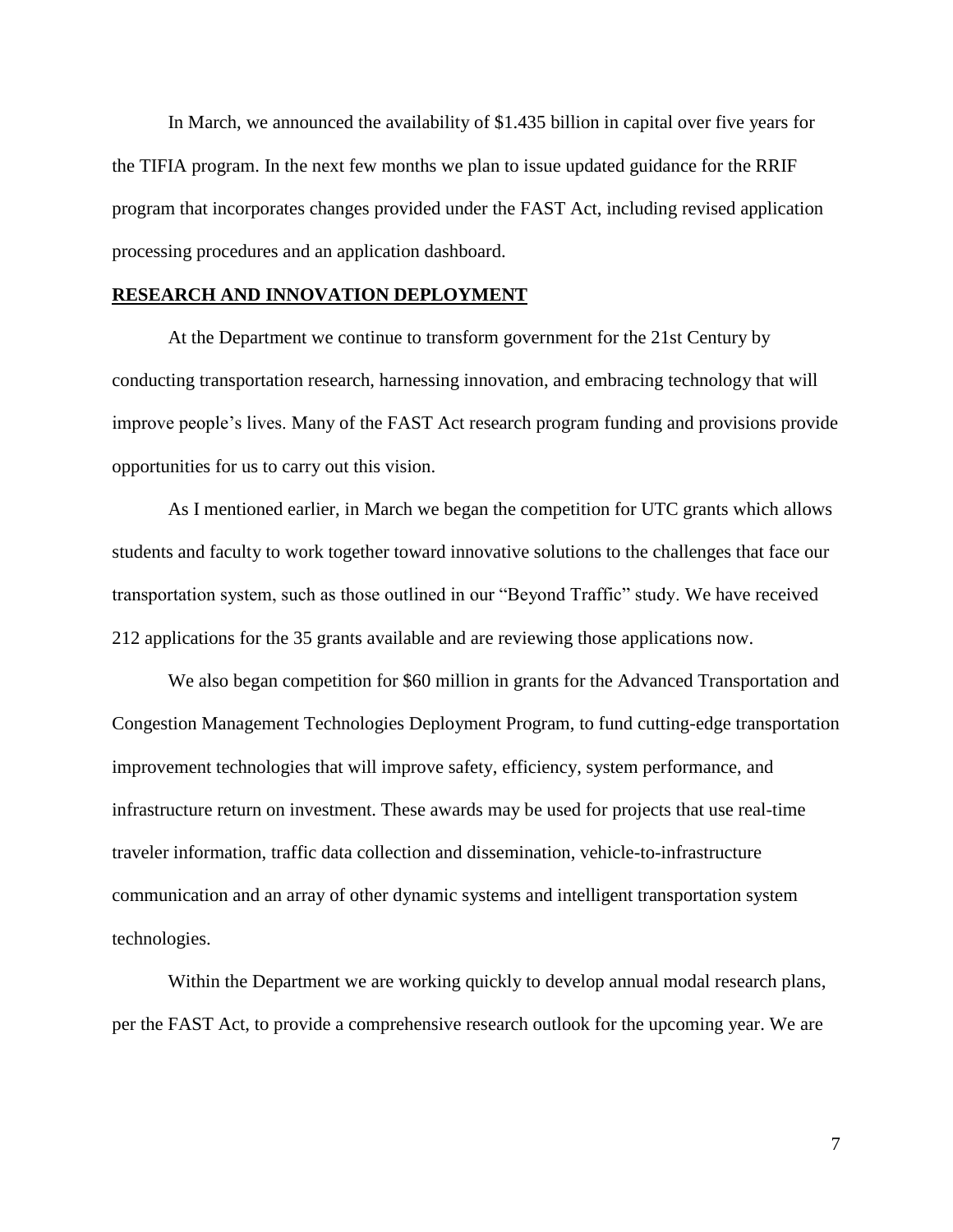In March, we announced the availability of $1.435 billion in capital over five years for the TIFIA program. In the next few months we plan to issue updated guidance for the RRIF program that incorporates changes provided under the FAST Act, including revised application processing procedures and an application dashboard.

## **RESEARCH AND INNOVATION DEPLOYMENT**

At the Department we continue to transform government for the 21st Century by conducting transportation research, harnessing innovation, and embracing technology that will improve people's lives. Many of the FAST Act research program funding and provisions provide opportunities for us to carry out this vision.

As I mentioned earlier, in March we began the competition for UTC grants which allows students and faculty to work together toward innovative solutions to the challenges that face our transportation system, such as those outlined in our "Beyond Traffic" study. We have received 212 applications for the 35 grants available and are reviewing those applications now.

We also began competition for $60 million in grants for the Advanced Transportation and Congestion Management Technologies Deployment Program, to fund cutting-edge transportation improvement technologies that will improve safety, efficiency, system performance, and infrastructure return on investment. These awards may be used for projects that use real-time traveler information, traffic data collection and dissemination, vehicle-to-infrastructure communication and an array of other dynamic systems and intelligent transportation system technologies.

Within the Department we are working quickly to develop annual modal research plans, per the FAST Act, to provide a comprehensive research outlook for the upcoming year. We are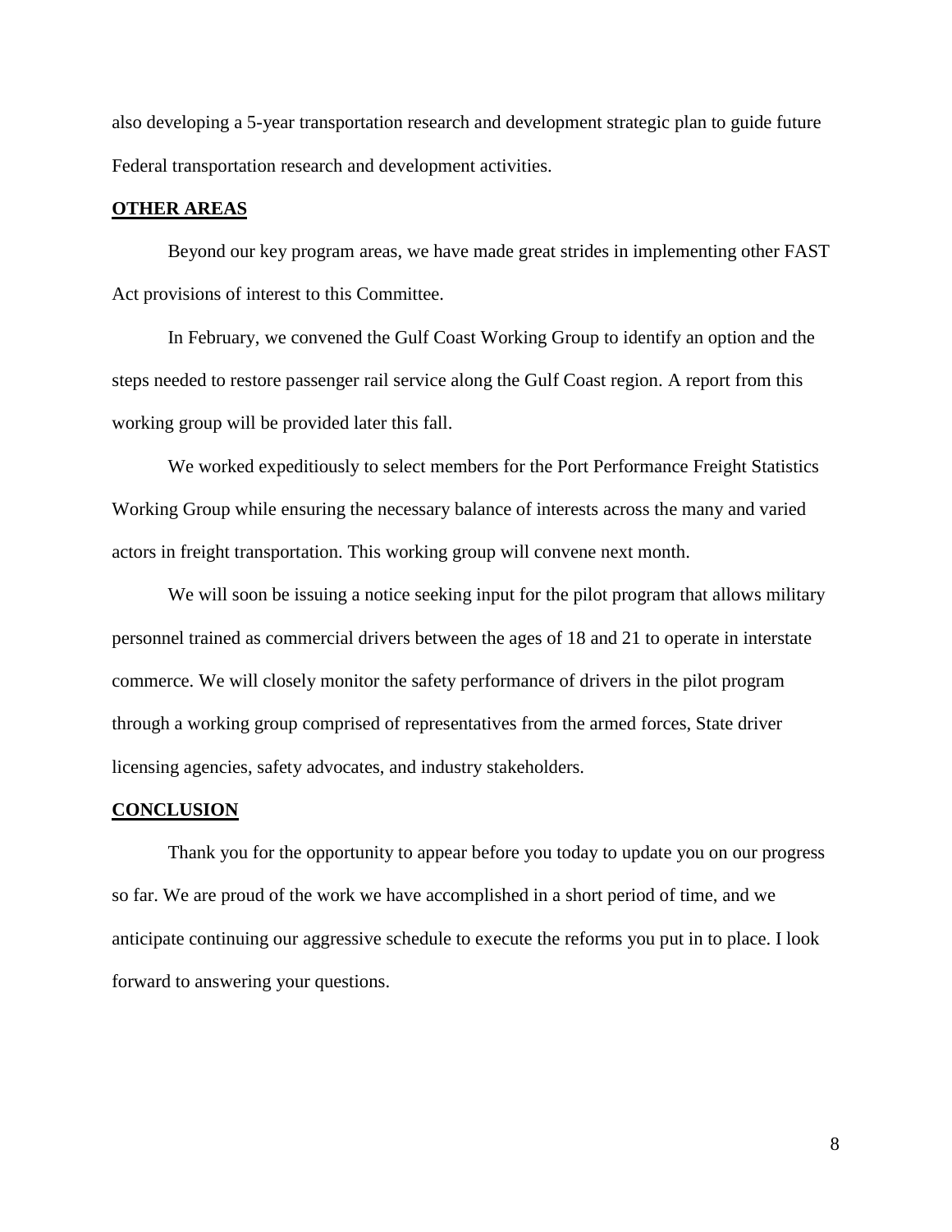also developing a 5-year transportation research and development strategic plan to guide future Federal transportation research and development activities.

## OTHER AREAS

Beyond our key program areas, we have made great strides in implementing other FAST Act provisions of interest to this Committee.

In February, we convened the Gulf Coast Working Group to identify an option and the steps needed to restore passenger rail service along the Gulf Coast region. A report from this working group will be provided later this fall.

We worked expeditiously to select members for the Port Performance Freight Statistics Working Group while ensuring the necessary balance of interests across the many and varied actors in freight transportation. This working group will convene next month.

We will soon be issuing a notice seeking input for the pilot program that allows military personnel trained as commercial drivers between the ages of 18 and 21 to operate in interstate commerce. We will closely monitor the safety performance of drivers in the pilot program through a working group comprised of representatives from the armed forces, State driver licensing agencies, safety advocates, and industry stakeholders.

## CONCLUSION

Thank you for the opportunity to appear before you today to update you on our progress so far. We are proud of the work we have accomplished in a short period of time, and we anticipate continuing our aggressive schedule to execute the reforms you put in to place. I look forward to answering your questions.